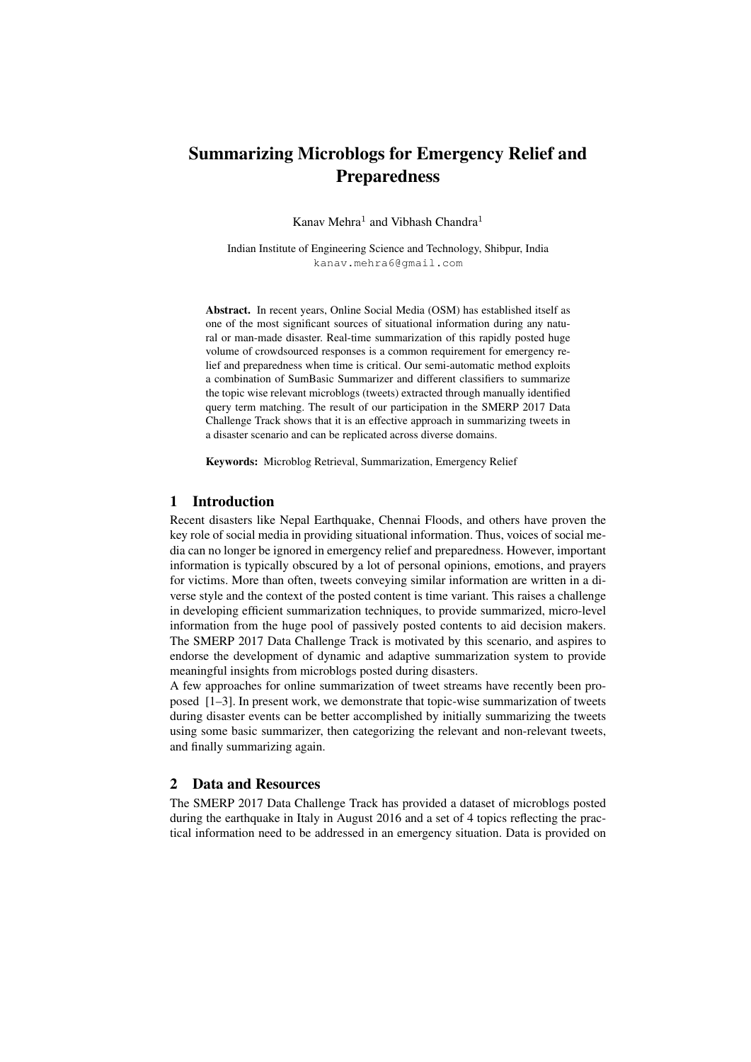# Summarizing Microblogs for Emergency Relief and Preparedness

Kanav Mehra[1] and Vibhash Chandra[1]

Indian Institute of Engineering Science and Technology, Shibpur, India
kanav.mehra6@gmail.com

**Abstract.** In recent years, Online Social Media (OSM) has established itself as one of the most significant sources of situational information during any natural or man-made disaster. Real-time summarization of this rapidly posted huge volume of crowdsourced responses is a common requirement for emergency relief and preparedness when time is critical. Our semi-automatic method exploits a combination of SumBasic Summarizer and different classifiers to summarize the topic wise relevant microblogs (tweets) extracted through manually identified query term matching. The result of our participation in the SMERP 2017 Data Challenge Track shows that it is an effective approach in summarizing tweets in a disaster scenario and can be replicated across diverse domains.

**Keywords:** Microblog Retrieval, Summarization, Emergency Relief

## 1 Introduction

Recent disasters like Nepal Earthquake, Chennai Floods, and others have proven the key role of social media in providing situational information. Thus, voices of social media can no longer be ignored in emergency relief and preparedness. However, important information is typically obscured by a lot of personal opinions, emotions, and prayers for victims. More than often, tweets conveying similar information are written in a diverse style and the context of the posted content is time variant. This raises a challenge in developing efficient summarization techniques, to provide summarized, micro-level information from the huge pool of passively posted contents to aid decision makers. The SMERP 2017 Data Challenge Track is motivated by this scenario, and aspires to endorse the development of dynamic and adaptive summarization system to provide meaningful insights from microblogs posted during disasters.

A few approaches for online summarization of tweet streams have recently been proposed [1–3]. In present work, we demonstrate that topic-wise summarization of tweets during disaster events can be better accomplished by initially summarizing the tweets using some basic summarizer, then categorizing the relevant and non-relevant tweets, and finally summarizing again.

## 2 Data and Resources

The SMERP 2017 Data Challenge Track has provided a dataset of microblogs posted during the earthquake in Italy in August 2016 and a set of 4 topics reflecting the practical information need to be addressed in an emergency situation. Data is provided on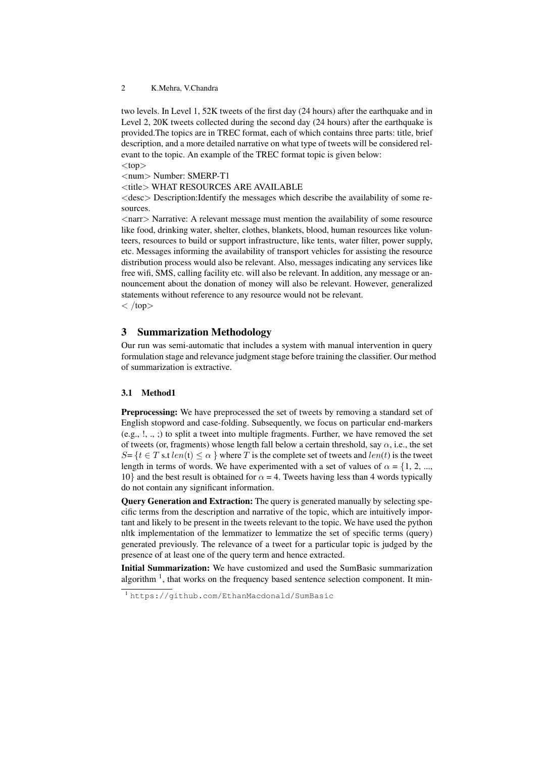two levels. In Level 1, 52K tweets of the first day (24 hours) after the earthquake and in Level 2, 20K tweets collected during the second day (24 hours) after the earthquake is provided.The topics are in TREC format, each of which contains three parts: title, brief description, and a more detailed narrative on what type of tweets will be considered relevant to the topic. An example of the TREC format topic is given below:

<top>

<num> Number: SMERP-T1

<title> WHAT RESOURCES ARE AVAILABLE

<desc> Description:Identify the messages which describe the availability of some resources.

<narr> Narrative: A relevant message must mention the availability of some resource like food, drinking water, shelter, clothes, blankets, blood, human resources like volunteers, resources to build or support infrastructure, like tents, water filter, power supply, etc. Messages informing the availability of transport vehicles for assisting the resource distribution process would also be relevant. Also, messages indicating any services like free wifi, SMS, calling facility etc. will also be relevant. In addition, any message or announcement about the donation of money will also be relevant. However, generalized statements without reference to any resource would not be relevant.

< /top>

## 3 Summarization Methodology

Our run was semi-automatic that includes a system with manual intervention in query formulation stage and relevance judgment stage before training the classifier. Our method of summarization is extractive.

### 3.1 Method1

**Preprocessing:** We have preprocessed the set of tweets by removing a standard set of English stopword and case-folding. Subsequently, we focus on particular end-markers (e.g., !, ., ;) to split a tweet into multiple fragments. Further, we have removed the set of tweets (or, fragments) whose length fall below a certain threshold, say $\alpha$, i.e., the set $S = \{t \in T \text{ s.t } len(\text{t}) \leq \alpha \}$ where $T$ is the complete set of tweets and $len(t)$ is the tweet length in terms of words. We have experimented with a set of values of $\alpha = \{1, 2, ..., 10\}$ and the best result is obtained for $\alpha = 4$. Tweets having less than 4 words typically do not contain any significant information.

**Query Generation and Extraction:** The query is generated manually by selecting specific terms from the description and narrative of the topic, which are intuitively important and likely to be present in the tweets relevant to the topic. We have used the python nltk implementation of the lemmatizer to lemmatize the set of specific terms (query) generated previously. The relevance of a tweet for a particular topic is judged by the presence of at least one of the query term and hence extracted.

**Initial Summarization:** We have customized and used the SumBasic summarization algorithm [1], that works on the frequency based sentence selection component. It min-

[1] https://github.com/EthanMacdonald/SumBasic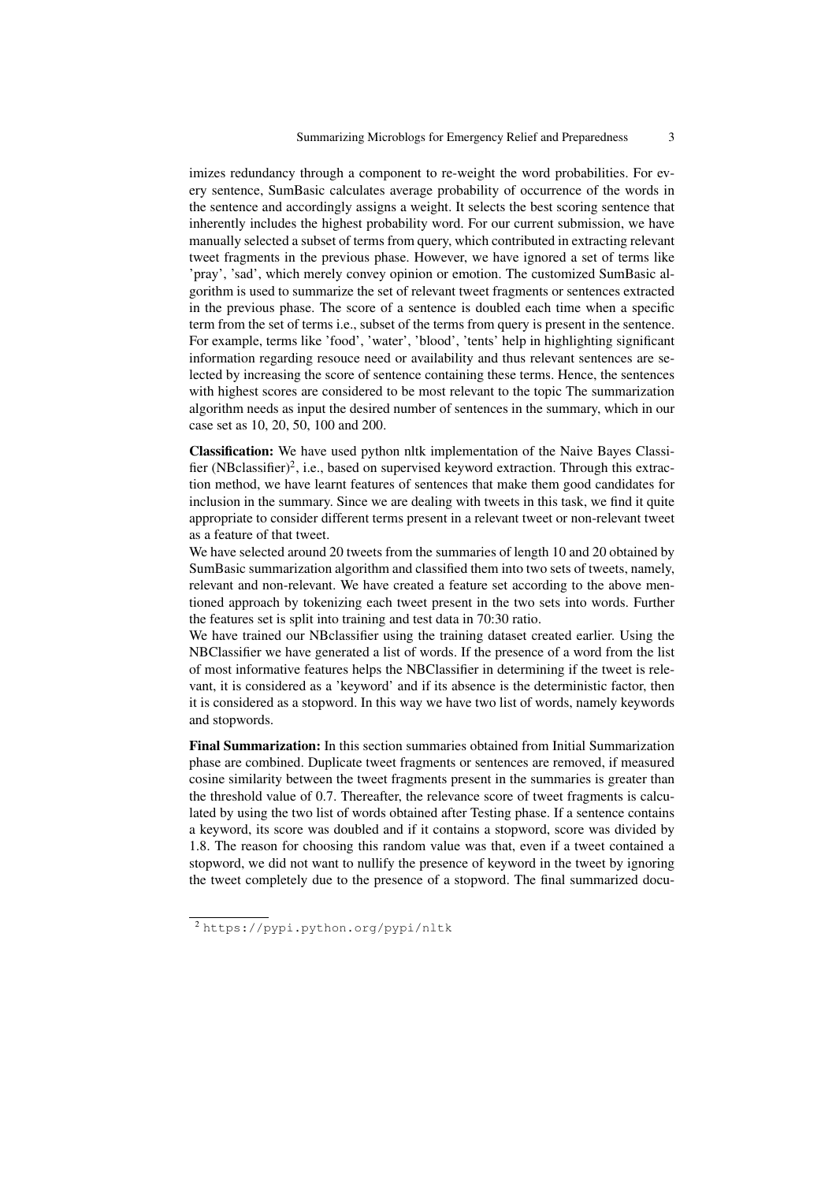imizes redundancy through a component to re-weight the word probabilities. For every sentence, SumBasic calculates average probability of occurrence of the words in the sentence and accordingly assigns a weight. It selects the best scoring sentence that inherently includes the highest probability word. For our current submission, we have manually selected a subset of terms from query, which contributed in extracting relevant tweet fragments in the previous phase. However, we have ignored a set of terms like 'pray', 'sad', which merely convey opinion or emotion. The customized SumBasic algorithm is used to summarize the set of relevant tweet fragments or sentences extracted in the previous phase. The score of a sentence is doubled each time when a specific term from the set of terms i.e., subset of the terms from query is present in the sentence. For example, terms like 'food', 'water', 'blood', 'tents' help in highlighting significant information regarding resouce need or availability and thus relevant sentences are selected by increasing the score of sentence containing these terms. Hence, the sentences with highest scores are considered to be most relevant to the topic The summarization algorithm needs as input the desired number of sentences in the summary, which in our case set as 10, 20, 50, 100 and 200.

**Classification:** We have used python nltk implementation of the Naive Bayes Classifier (NBclassifier)[2], i.e., based on supervised keyword extraction. Through this extraction method, we have learnt features of sentences that make them good candidates for inclusion in the summary. Since we are dealing with tweets in this task, we find it quite appropriate to consider different terms present in a relevant tweet or non-relevant tweet as a feature of that tweet.
We have selected around 20 tweets from the summaries of length 10 and 20 obtained by SumBasic summarization algorithm and classified them into two sets of tweets, namely, relevant and non-relevant. We have created a feature set according to the above mentioned approach by tokenizing each tweet present in the two sets into words. Further the features set is split into training and test data in 70:30 ratio.
We have trained our NBclassifier using the training dataset created earlier. Using the NBClassifier we have generated a list of words. If the presence of a word from the list of most informative features helps the NBClassifier in determining if the tweet is relevant, it is considered as a 'keyword' and if its absence is the deterministic factor, then it is considered as a stopword. In this way we have two list of words, namely keywords and stopwords.

**Final Summarization:** In this section summaries obtained from Initial Summarization phase are combined. Duplicate tweet fragments or sentences are removed, if measured cosine similarity between the tweet fragments present in the summaries is greater than the threshold value of 0.7. Thereafter, the relevance score of tweet fragments is calculated by using the two list of words obtained after Testing phase. If a sentence contains a keyword, its score was doubled and if it contains a stopword, score was divided by 1.8. The reason for choosing this random value was that, even if a tweet contained a stopword, we did not want to nullify the presence of keyword in the tweet by ignoring the tweet completely due to the presence of a stopword. The final summarized docu-

[2] https://pypi.python.org/pypi/nltk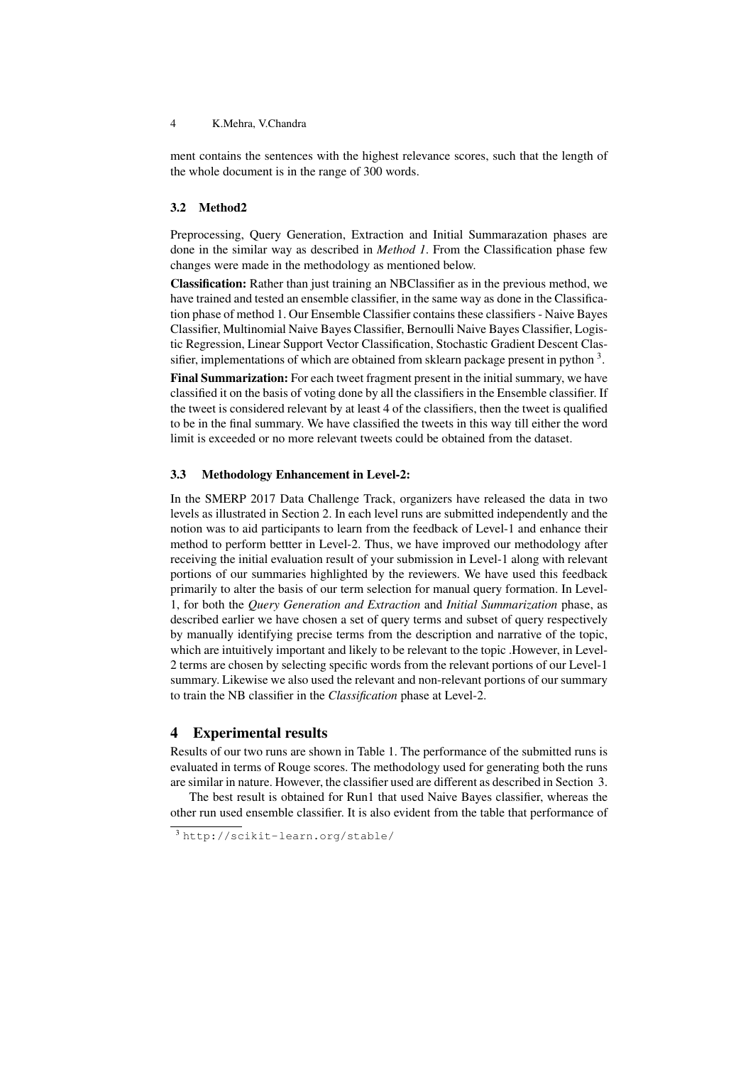ment contains the sentences with the highest relevance scores, such that the length of the whole document is in the range of 300 words.

### 3.2 Method2

Preprocessing, Query Generation, Extraction and Initial Summarazation phases are done in the similar way as described in *Method 1*. From the Classification phase few changes were made in the methodology as mentioned below.

**Classification:** Rather than just training an NBClassifier as in the previous method, we have trained and tested an ensemble classifier, in the same way as done in the Classification phase of method 1. Our Ensemble Classifier contains these classifiers - Naive Bayes Classifier, Multinomial Naive Bayes Classifier, Bernoulli Naive Bayes Classifier, Logistic Regression, Linear Support Vector Classification, Stochastic Gradient Descent Classifier, implementations of which are obtained from sklearn package present in python [3].

**Final Summarization:** For each tweet fragment present in the initial summary, we have classified it on the basis of voting done by all the classifiers in the Ensemble classifier. If the tweet is considered relevant by at least 4 of the classifiers, then the tweet is qualified to be in the final summary. We have classified the tweets in this way till either the word limit is exceeded or no more relevant tweets could be obtained from the dataset.

### 3.3 Methodology Enhancement in Level-2:

In the SMERP 2017 Data Challenge Track, organizers have released the data in two levels as illustrated in Section 2. In each level runs are submitted independently and the notion was to aid participants to learn from the feedback of Level-1 and enhance their method to perform bettter in Level-2. Thus, we have improved our methodology after receiving the initial evaluation result of your submission in Level-1 along with relevant portions of our summaries highlighted by the reviewers. We have used this feedback primarily to alter the basis of our term selection for manual query formation. In Level-1, for both the *Query Generation and Extraction* and *Initial Summarization* phase, as described earlier we have chosen a set of query terms and subset of query respectively by manually identifying precise terms from the description and narrative of the topic, which are intuitively important and likely to be relevant to the topic .However, in Level-2 terms are chosen by selecting specific words from the relevant portions of our Level-1 summary. Likewise we also used the relevant and non-relevant portions of our summary to train the NB classifier in the *Classification* phase at Level-2.

## 4 Experimental results

Results of our two runs are shown in Table 1. The performance of the submitted runs is evaluated in terms of Rouge scores. The methodology used for generating both the runs are similar in nature. However, the classifier used are different as described in Section 3.

The best result is obtained for Run1 that used Naive Bayes classifier, whereas the other run used ensemble classifier. It is also evident from the table that performance of

[3] http://scikit-learn.org/stable/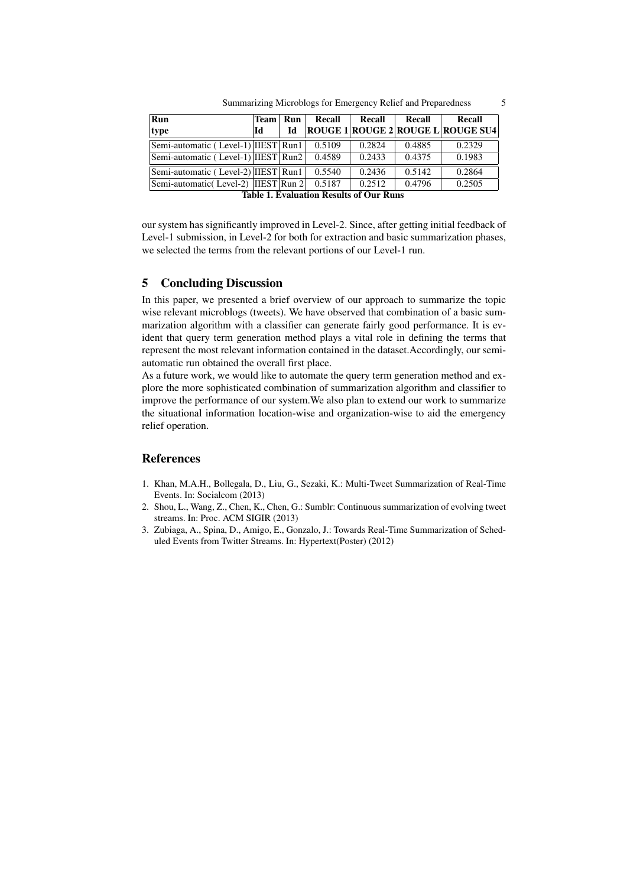| **Run type** | **Team Id** | **Run Id** | **Recall ROUGE 1** | **Recall ROUGE 2** | **Recall ROUGE L** | **Recall ROUGE SU4** |
|---|---|---|---|---|---|---|
| Semi-automatic ( Level-1) | IIEST | Run1 | 0.5109 | 0.2824 | 0.4885 | 0.2329 |
| Semi-automatic ( Level-1) | IIEST | Run2 | 0.4589 | 0.2433 | 0.4375 | 0.1983 |
| Semi-automatic ( Level-2) | IIEST | Run1 | 0.5540 | 0.2436 | 0.5142 | 0.2864 |
| Semi-automatic( Level-2) | IIEST | Run 2 | 0.5187 | 0.2512 | 0.4796 | 0.2505 |

**Table 1. Evaluation Results of Our Runs**

our system has significantly improved in Level-2. Since, after getting initial feedback of Level-1 submission, in Level-2 for both for extraction and basic summarization phases, we selected the terms from the relevant portions of our Level-1 run.

## 5 Concluding Discussion

In this paper, we presented a brief overview of our approach to summarize the topic wise relevant microblogs (tweets). We have observed that combination of a basic summarization algorithm with a classifier can generate fairly good performance. It is evident that query term generation method plays a vital role in defining the terms that represent the most relevant information contained in the dataset.Accordingly, our semi-automatic run obtained the overall first place.

As a future work, we would like to automate the query term generation method and explore the more sophisticated combination of summarization algorithm and classifier to improve the performance of our system.We also plan to extend our work to summarize the situational information location-wise and organization-wise to aid the emergency relief operation.

## References

1. Khan, M.A.H., Bollegala, D., Liu, G., Sezaki, K.: Multi-Tweet Summarization of Real-Time Events. In: Socialcom (2013)
2. Shou, L., Wang, Z., Chen, K., Chen, G.: Sumblr: Continuous summarization of evolving tweet streams. In: Proc. ACM SIGIR (2013)
3. Zubiaga, A., Spina, D., Amigo, E., Gonzalo, J.: Towards Real-Time Summarization of Scheduled Events from Twitter Streams. In: Hypertext(Poster) (2012)